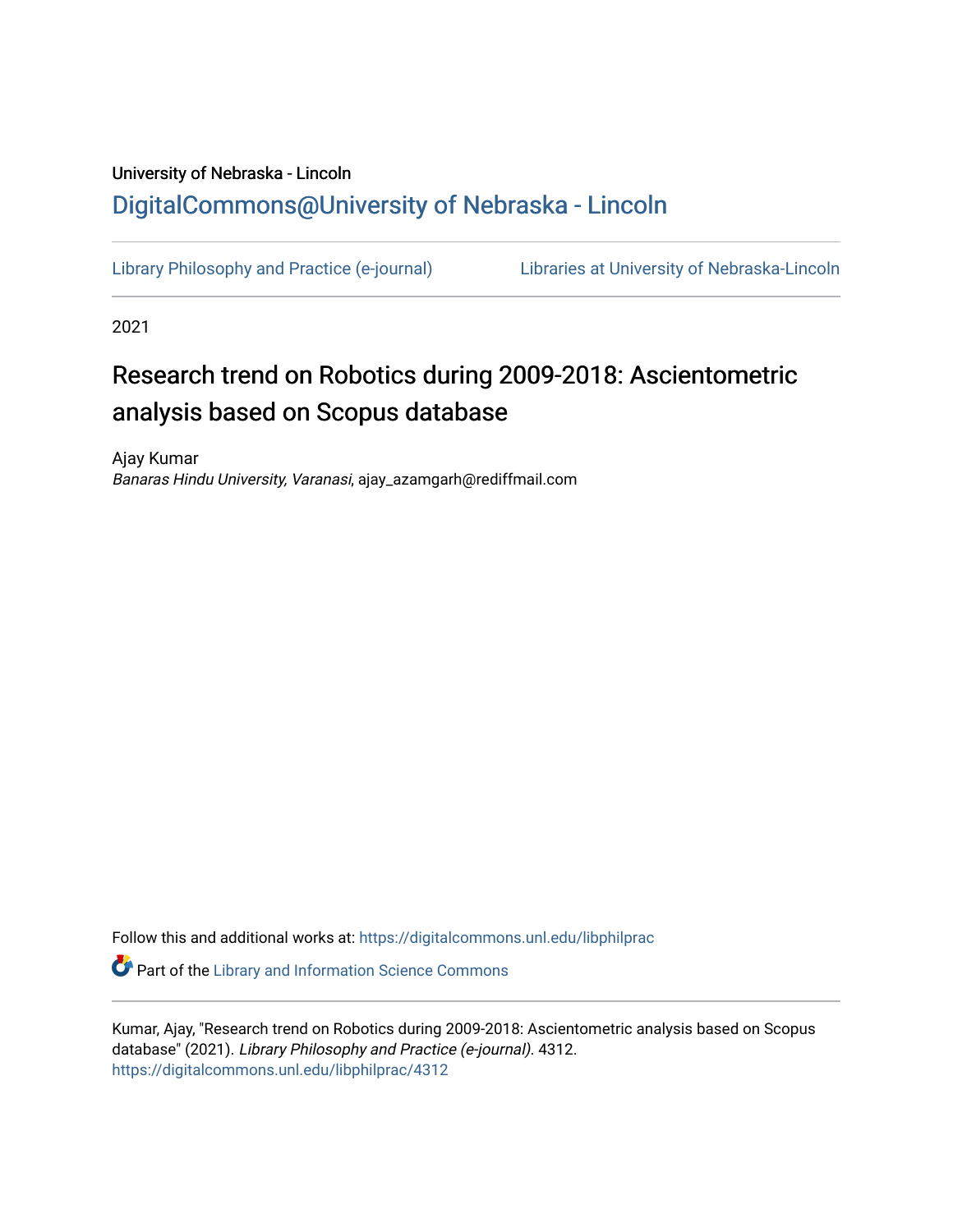University of Nebraska - Lincoln

## DigitalCommons@University of Nebraska - Lincoln

Library Philosophy and Practice (e-journal) | Libraries at University of Nebraska-Lincoln

2021

# Research trend on Robotics during 2009-2018: Ascientometric analysis based on Scopus database

Ajay Kumar
*Banaras Hindu University, Varanasi*, ajay_azamgarh@rediffmail.com

Follow this and additional works at: https://digitalcommons.unl.edu/libphilprac

Part of the Library and Information Science Commons

Kumar, Ajay, "Research trend on Robotics during 2009-2018: Ascientometric analysis based on Scopus database" (2021). *Library Philosophy and Practice (e-journal)*. 4312.
https://digitalcommons.unl.edu/libphilprac/4312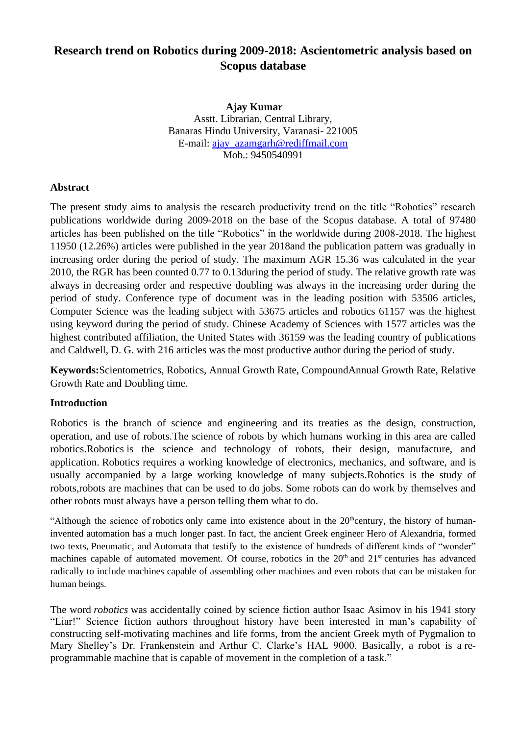# Research trend on Robotics during 2009-2018: Ascientometric analysis based on Scopus database

**Ajay Kumar**
Asstt. Librarian, Central Library,
Banaras Hindu University, Varanasi- 221005
E-mail: ajay_azamgarh@rediffmail.com
Mob.: 9450540991

### Abstract

The present study aims to analysis the research productivity trend on the title "Robotics" research publications worldwide during 2009-2018 on the base of the Scopus database. A total of 97480 articles has been published on the title "Robotics" in the worldwide during 2008-2018. The highest 11950 (12.26%) articles were published in the year 2018and the publication pattern was gradually in increasing order during the period of study. The maximum AGR 15.36 was calculated in the year 2010, the RGR has been counted 0.77 to 0.13during the period of study. The relative growth rate was always in decreasing order and respective doubling was always in the increasing order during the period of study. Conference type of document was in the leading position with 53506 articles, Computer Science was the leading subject with 53675 articles and robotics 61157 was the highest using keyword during the period of study. Chinese Academy of Sciences with 1577 articles was the highest contributed affiliation, the United States with 36159 was the leading country of publications and Caldwell, D. G. with 216 articles was the most productive author during the period of study.

**Keywords:**Scientometrics, Robotics, Annual Growth Rate, CompoundAnnual Growth Rate, Relative Growth Rate and Doubling time.

### Introduction

Robotics is the branch of science and engineering and its treaties as the design, construction, operation, and use of robots.The science of robots by which humans working in this area are called robotics.Robotics is the science and technology of robots, their design, manufacture, and application. Robotics requires a working knowledge of electronics, mechanics, and software, and is usually accompanied by a large working knowledge of many subjects.Robotics is the study of robots,robots are machines that can be used to do jobs. Some robots can do work by themselves and other robots must always have a person telling them what to do.

"Although the science of robotics only came into existence about in the 20thcentury, the history of human-invented automation has a much longer past. In fact, the ancient Greek engineer Hero of Alexandria, formed two texts, Pneumatic, and Automata that testify to the existence of hundreds of different kinds of "wonder" machines capable of automated movement. Of course, robotics in the 20th and 21st centuries has advanced radically to include machines capable of assembling other machines and even robots that can be mistaken for human beings.

The word *robotics* was accidentally coined by science fiction author Isaac Asimov in his 1941 story "Liar!" Science fiction authors throughout history have been interested in man's capability of constructing self-motivating machines and life forms, from the ancient Greek myth of Pygmalion to Mary Shelley's Dr. Frankenstein and Arthur C. Clarke's HAL 9000. Basically, a robot is a re-programmable machine that is capable of movement in the completion of a task."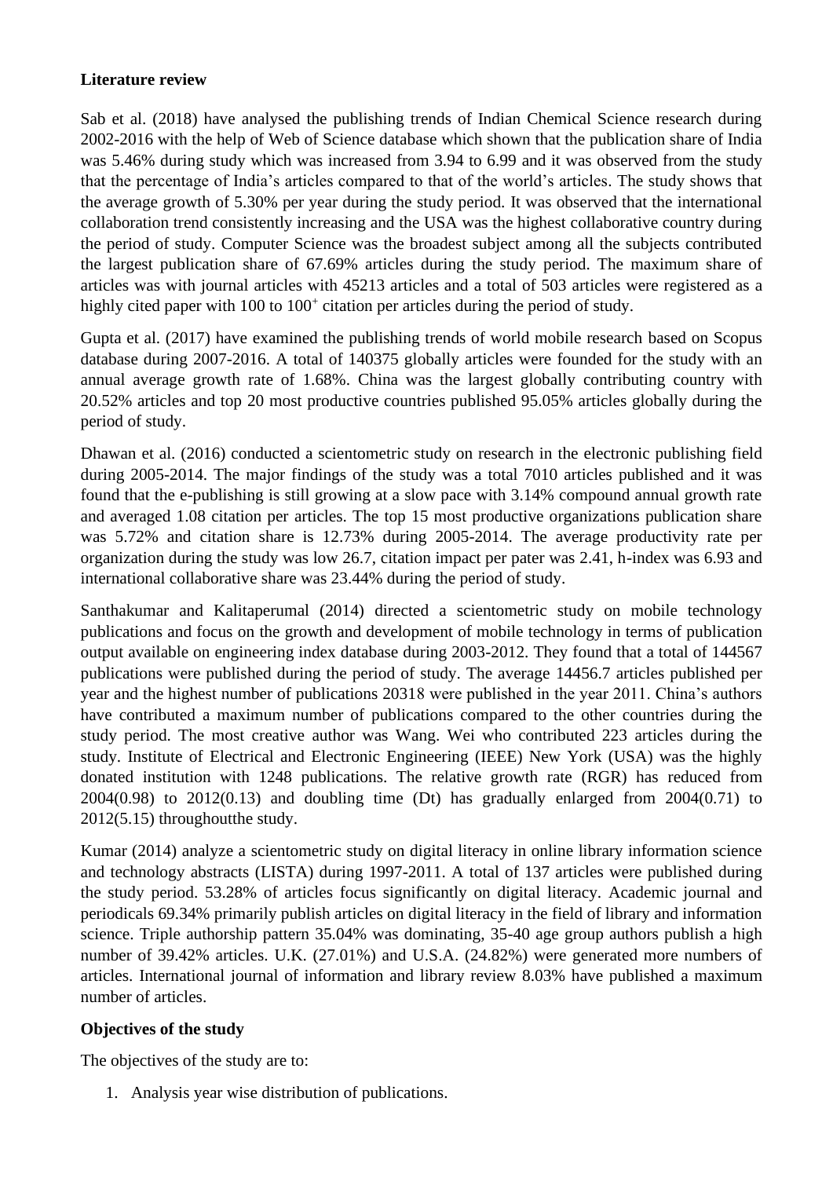**Literature review**

Sab et al. (2018) have analysed the publishing trends of Indian Chemical Science research during 2002-2016 with the help of Web of Science database which shown that the publication share of India was 5.46% during study which was increased from 3.94 to 6.99 and it was observed from the study that the percentage of India's articles compared to that of the world's articles. The study shows that the average growth of 5.30% per year during the study period. It was observed that the international collaboration trend consistently increasing and the USA was the highest collaborative country during the period of study. Computer Science was the broadest subject among all the subjects contributed the largest publication share of 67.69% articles during the study period. The maximum share of articles was with journal articles with 45213 articles and a total of 503 articles were registered as a highly cited paper with 100 to $100^{+}$ citation per articles during the period of study.

Gupta et al. (2017) have examined the publishing trends of world mobile research based on Scopus database during 2007-2016. A total of 140375 globally articles were founded for the study with an annual average growth rate of 1.68%. China was the largest globally contributing country with 20.52% articles and top 20 most productive countries published 95.05% articles globally during the period of study.

Dhawan et al. (2016) conducted a scientometric study on research in the electronic publishing field during 2005-2014. The major findings of the study was a total 7010 articles published and it was found that the e-publishing is still growing at a slow pace with 3.14% compound annual growth rate and averaged 1.08 citation per articles. The top 15 most productive organizations publication share was 5.72% and citation share is 12.73% during 2005-2014. The average productivity rate per organization during the study was low 26.7, citation impact per pater was 2.41, h-index was 6.93 and international collaborative share was 23.44% during the period of study.

Santhakumar and Kalitaperumal (2014) directed a scientometric study on mobile technology publications and focus on the growth and development of mobile technology in terms of publication output available on engineering index database during 2003-2012. They found that a total of 144567 publications were published during the period of study. The average 14456.7 articles published per year and the highest number of publications 20318 were published in the year 2011. China's authors have contributed a maximum number of publications compared to the other countries during the study period. The most creative author was Wang. Wei who contributed 223 articles during the study. Institute of Electrical and Electronic Engineering (IEEE) New York (USA) was the highly donated institution with 1248 publications. The relative growth rate (RGR) has reduced from 2004(0.98) to 2012(0.13) and doubling time (Dt) has gradually enlarged from 2004(0.71) to 2012(5.15) throughoutthe study.

Kumar (2014) analyze a scientometric study on digital literacy in online library information science and technology abstracts (LISTA) during 1997-2011. A total of 137 articles were published during the study period. 53.28% of articles focus significantly on digital literacy. Academic journal and periodicals 69.34% primarily publish articles on digital literacy in the field of library and information science. Triple authorship pattern 35.04% was dominating, 35-40 age group authors publish a high number of 39.42% articles. U.K. (27.01%) and U.S.A. (24.82%) were generated more numbers of articles. International journal of information and library review 8.03% have published a maximum number of articles.

**Objectives of the study**

The objectives of the study are to:

1. Analysis year wise distribution of publications.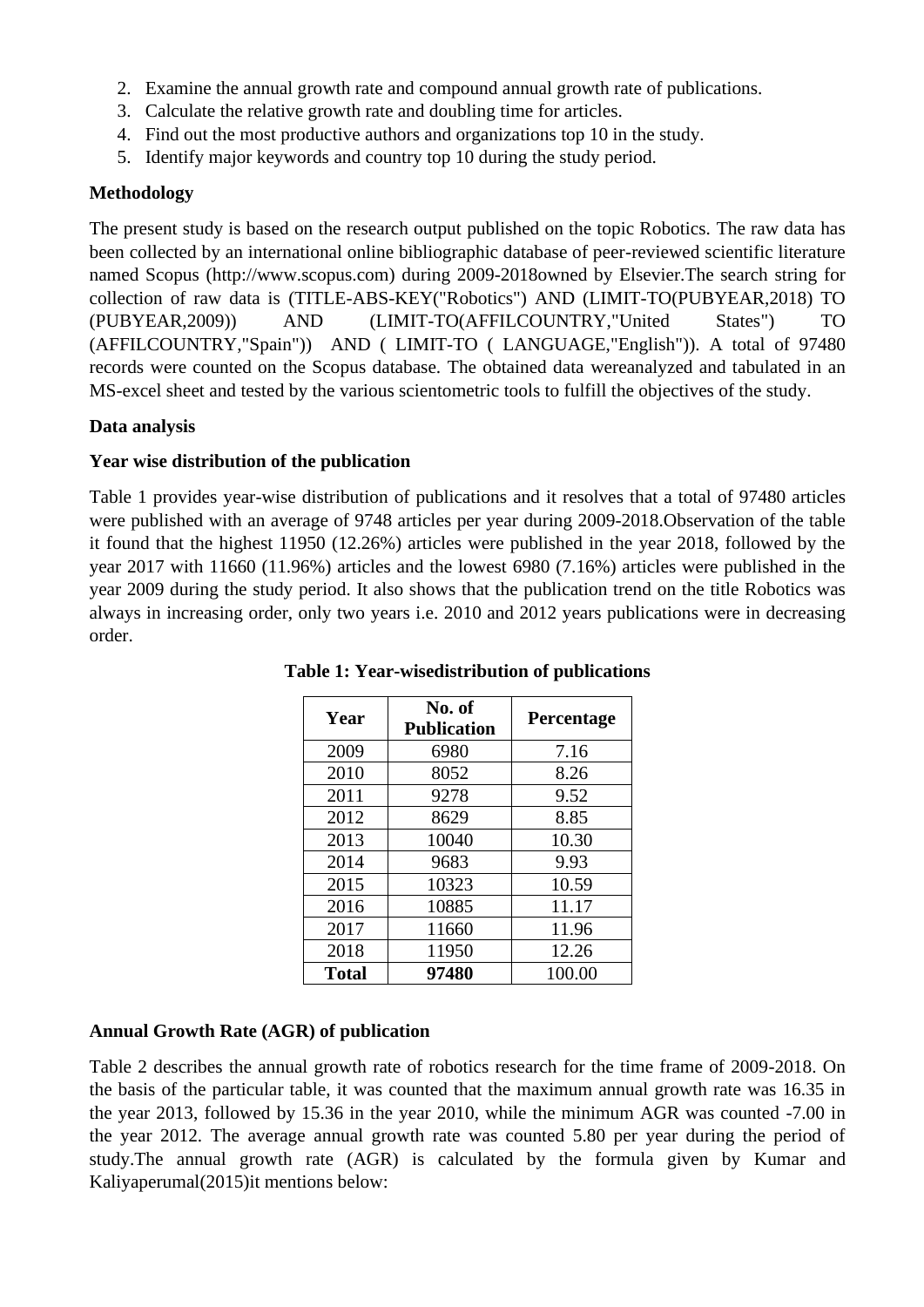2. Examine the annual growth rate and compound annual growth rate of publications.
3. Calculate the relative growth rate and doubling time for articles.
4. Find out the most productive authors and organizations top 10 in the study.
5. Identify major keywords and country top 10 during the study period.

**Methodology**

The present study is based on the research output published on the topic Robotics. The raw data has been collected by an international online bibliographic database of peer-reviewed scientific literature named Scopus (http://www.scopus.com) during 2009-2018owned by Elsevier.The search string for collection of raw data is (TITLE-ABS-KEY("Robotics") AND (LIMIT-TO(PUBYEAR,2018) TO (PUBYEAR,2009)) AND (LIMIT-TO(AFFILCOUNTRY,"United States") TO (AFFILCOUNTRY,"Spain")) AND ( LIMIT-TO ( LANGUAGE,"English")). A total of 97480 records were counted on the Scopus database. The obtained data wereanalyzed and tabulated in an MS-excel sheet and tested by the various scientometric tools to fulfill the objectives of the study.

**Data analysis**

**Year wise distribution of the publication**

Table 1 provides year-wise distribution of publications and it resolves that a total of 97480 articles were published with an average of 9748 articles per year during 2009-2018.Observation of the table it found that the highest 11950 (12.26%) articles were published in the year 2018, followed by the year 2017 with 11660 (11.96%) articles and the lowest 6980 (7.16%) articles were published in the year 2009 during the study period. It also shows that the publication trend on the title Robotics was always in increasing order, only two years i.e. 2010 and 2012 years publications were in decreasing order.

**Table 1: Year-wisedistribution of publications**

| Year | No. of Publication | Percentage |
|---|---|---|
| 2009 | 6980 | 7.16 |
| 2010 | 8052 | 8.26 |
| 2011 | 9278 | 9.52 |
| 2012 | 8629 | 8.85 |
| 2013 | 10040 | 10.30 |
| 2014 | 9683 | 9.93 |
| 2015 | 10323 | 10.59 |
| 2016 | 10885 | 11.17 |
| 2017 | 11660 | 11.96 |
| 2018 | 11950 | 12.26 |
| **Total** | **97480** | 100.00 |

**Annual Growth Rate (AGR) of publication**

Table 2 describes the annual growth rate of robotics research for the time frame of 2009-2018. On the basis of the particular table, it was counted that the maximum annual growth rate was 16.35 in the year 2013, followed by 15.36 in the year 2010, while the minimum AGR was counted -7.00 in the year 2012. The average annual growth rate was counted 5.80 per year during the period of study.The annual growth rate (AGR) is calculated by the formula given by Kumar and Kaliyaperumal(2015)it mentions below: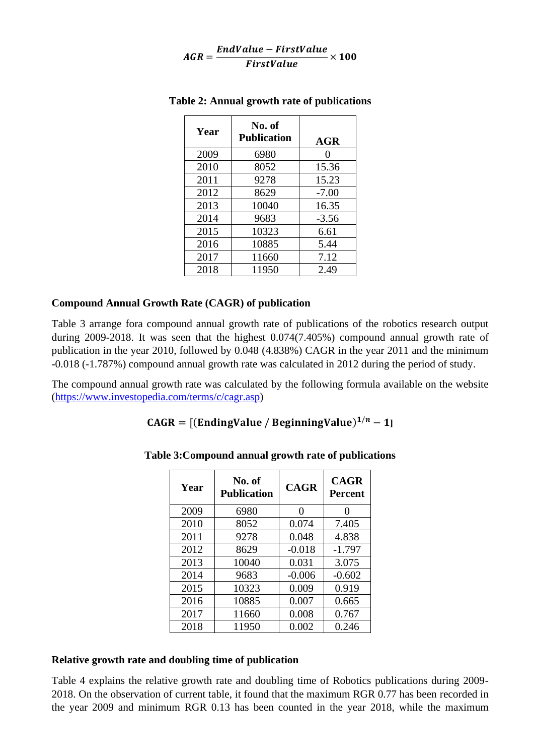$$AGR = \frac{EndValue - FirstValue}{FirstValue} \times 100$$

**Table 2: Annual growth rate of publications**

| Year | No. of Publication | AGR |
|---|---|---|
| 2009 | 6980 | 0 |
| 2010 | 8052 | 15.36 |
| 2011 | 9278 | 15.23 |
| 2012 | 8629 | -7.00 |
| 2013 | 10040 | 16.35 |
| 2014 | 9683 | -3.56 |
| 2015 | 10323 | 6.61 |
| 2016 | 10885 | 5.44 |
| 2017 | 11660 | 7.12 |
| 2018 | 11950 | 2.49 |

**Compound Annual Growth Rate (CAGR) of publication**

Table 3 arrange fora compound annual growth rate of publications of the robotics research output during 2009-2018. It was seen that the highest 0.074(7.405%) compound annual growth rate of publication in the year 2010, followed by 0.048 (4.838%) CAGR in the year 2011 and the minimum -0.018 (-1.787%) compound annual growth rate was calculated in 2012 during the period of study.

The compound annual growth rate was calculated by the following formula available on the website (https://www.investopedia.com/terms/c/cagr.asp)

$$\mathbf{CAGR} = [(\mathbf{EndingValue} / \mathbf{BeginningValue})^{1/n} - \mathbf{1}]$$

**Table 3:Compound annual growth rate of publications**

| Year | No. of Publication | CAGR | CAGR Percent |
|---|---|---|---|
| 2009 | 6980 | 0 | 0 |
| 2010 | 8052 | 0.074 | 7.405 |
| 2011 | 9278 | 0.048 | 4.838 |
| 2012 | 8629 | -0.018 | -1.797 |
| 2013 | 10040 | 0.031 | 3.075 |
| 2014 | 9683 | -0.006 | -0.602 |
| 2015 | 10323 | 0.009 | 0.919 |
| 2016 | 10885 | 0.007 | 0.665 |
| 2017 | 11660 | 0.008 | 0.767 |
| 2018 | 11950 | 0.002 | 0.246 |

**Relative growth rate and doubling time of publication**

Table 4 explains the relative growth rate and doubling time of Robotics publications during 2009-2018. On the observation of current table, it found that the maximum RGR 0.77 has been recorded in the year 2009 and minimum RGR 0.13 has been counted in the year 2018, while the maximum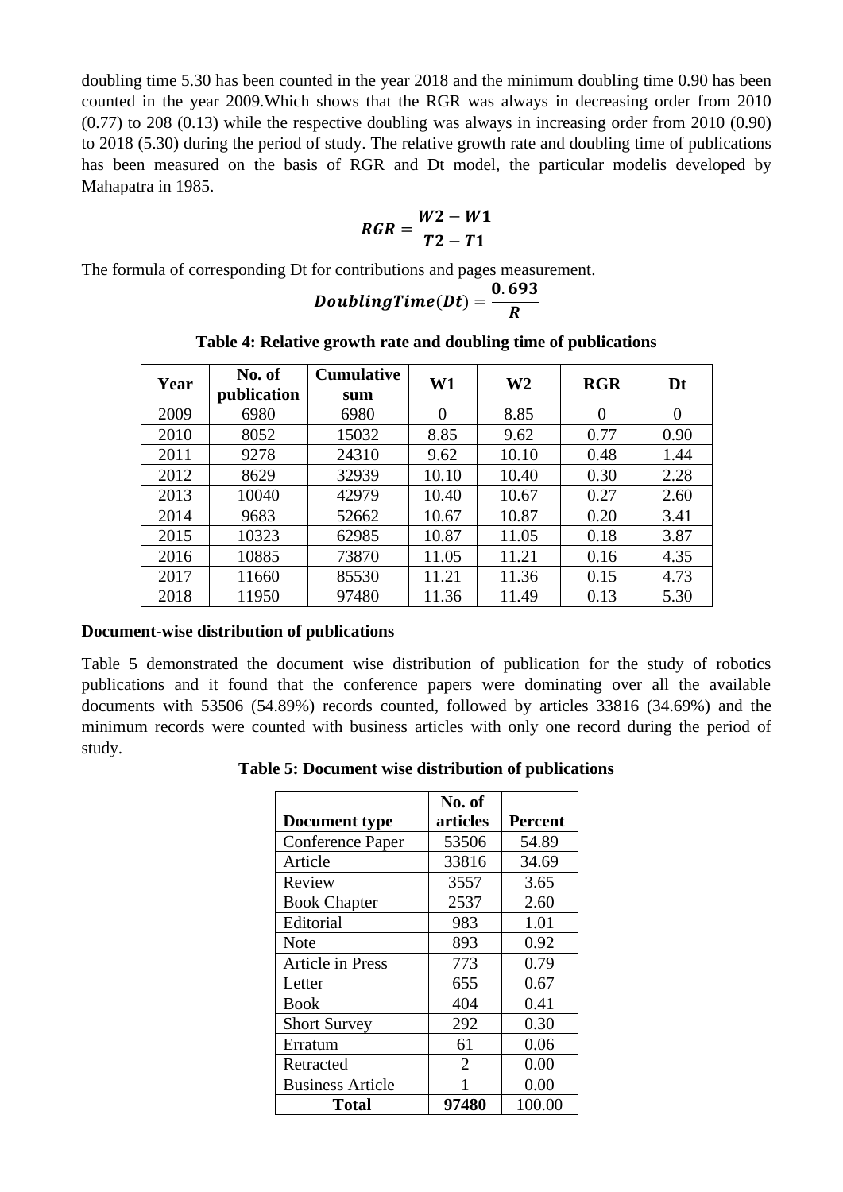doubling time 5.30 has been counted in the year 2018 and the minimum doubling time 0.90 has been counted in the year 2009.Which shows that the RGR was always in decreasing order from 2010 (0.77) to 208 (0.13) while the respective doubling was always in increasing order from 2010 (0.90) to 2018 (5.30) during the period of study. The relative growth rate and doubling time of publications has been measured on the basis of RGR and Dt model, the particular modelis developed by Mahapatra in 1985.

$$RGR = \frac{W2 - W1}{T2 - T1}$$

The formula of corresponding Dt for contributions and pages measurement.

$$DoublingTime(Dt) = \frac{0.693}{R}$$

**Table 4: Relative growth rate and doubling time of publications**

| Year | No. of publication | Cumulative sum | W1 | W2 | RGR | Dt |
|---|---|---|---|---|---|---|
| 2009 | 6980 | 6980 | 0 | 8.85 | 0 | 0 |
| 2010 | 8052 | 15032 | 8.85 | 9.62 | 0.77 | 0.90 |
| 2011 | 9278 | 24310 | 9.62 | 10.10 | 0.48 | 1.44 |
| 2012 | 8629 | 32939 | 10.10 | 10.40 | 0.30 | 2.28 |
| 2013 | 10040 | 42979 | 10.40 | 10.67 | 0.27 | 2.60 |
| 2014 | 9683 | 52662 | 10.67 | 10.87 | 0.20 | 3.41 |
| 2015 | 10323 | 62985 | 10.87 | 11.05 | 0.18 | 3.87 |
| 2016 | 10885 | 73870 | 11.05 | 11.21 | 0.16 | 4.35 |
| 2017 | 11660 | 85530 | 11.21 | 11.36 | 0.15 | 4.73 |
| 2018 | 11950 | 97480 | 11.36 | 11.49 | 0.13 | 5.30 |

**Document-wise distribution of publications**

Table 5 demonstrated the document wise distribution of publication for the study of robotics publications and it found that the conference papers were dominating over all the available documents with 53506 (54.89%) records counted, followed by articles 33816 (34.69%) and the minimum records were counted with business articles with only one record during the period of study.

**Table 5: Document wise distribution of publications**

| Document type | No. of articles | Percent |
|---|---|---|
| Conference Paper | 53506 | 54.89 |
| Article | 33816 | 34.69 |
| Review | 3557 | 3.65 |
| Book Chapter | 2537 | 2.60 |
| Editorial | 983 | 1.01 |
| Note | 893 | 0.92 |
| Article in Press | 773 | 0.79 |
| Letter | 655 | 0.67 |
| Book | 404 | 0.41 |
| Short Survey | 292 | 0.30 |
| Erratum | 61 | 0.06 |
| Retracted | 2 | 0.00 |
| Business Article | 1 | 0.00 |
| **Total** | **97480** | 100.00 |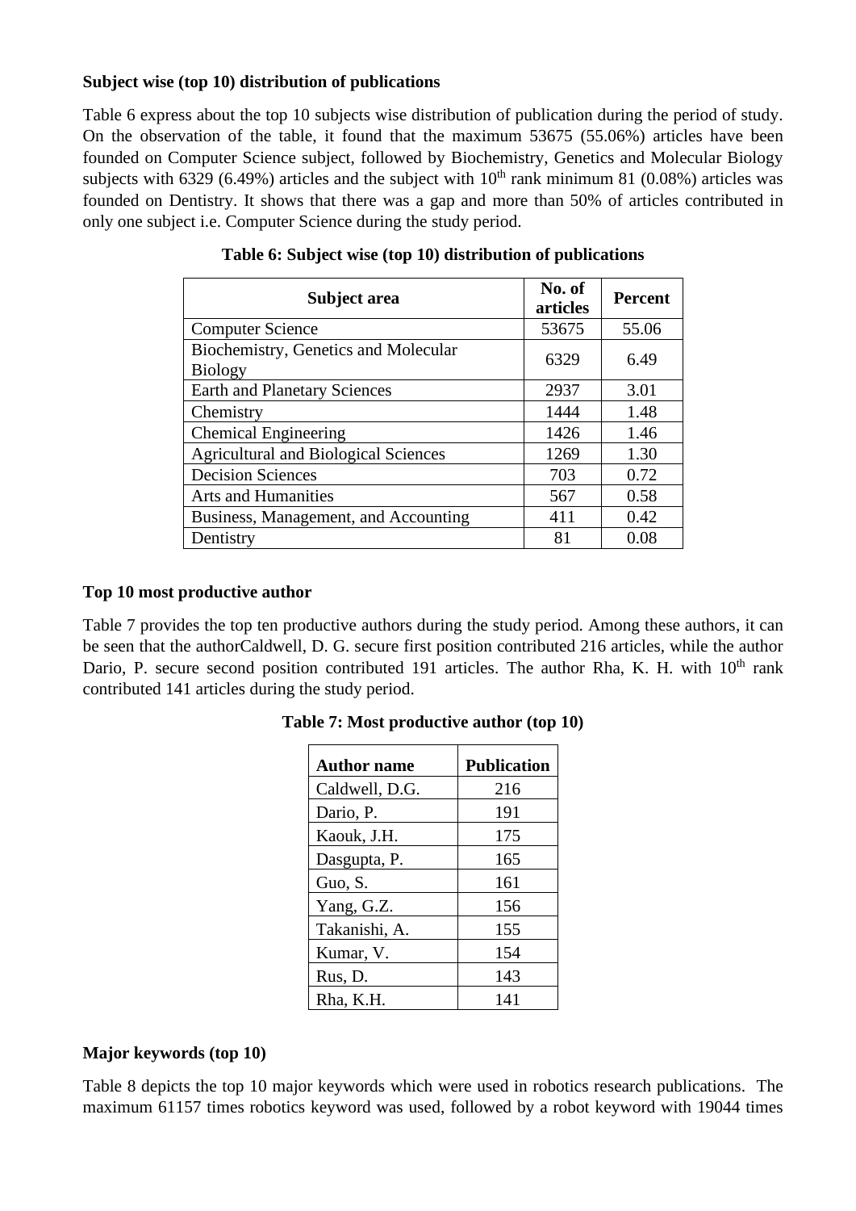**Subject wise (top 10) distribution of publications**

Table 6 express about the top 10 subjects wise distribution of publication during the period of study. On the observation of the table, it found that the maximum 53675 (55.06%) articles have been founded on Computer Science subject, followed by Biochemistry, Genetics and Molecular Biology subjects with 6329 (6.49%) articles and the subject with 10$^{th}$ rank minimum 81 (0.08%) articles was founded on Dentistry. It shows that there was a gap and more than 50% of articles contributed in only one subject i.e. Computer Science during the study period.

**Table 6: Subject wise (top 10) distribution of publications**

| Subject area | No. of articles | Percent |
|---|---|---|
| Computer Science | 53675 | 55.06 |
| Biochemistry, Genetics and Molecular Biology | 6329 | 6.49 |
| Earth and Planetary Sciences | 2937 | 3.01 |
| Chemistry | 1444 | 1.48 |
| Chemical Engineering | 1426 | 1.46 |
| Agricultural and Biological Sciences | 1269 | 1.30 |
| Decision Sciences | 703 | 0.72 |
| Arts and Humanities | 567 | 0.58 |
| Business, Management, and Accounting | 411 | 0.42 |
| Dentistry | 81 | 0.08 |

**Top 10 most productive author**

Table 7 provides the top ten productive authors during the study period. Among these authors, it can be seen that the authorCaldwell, D. G. secure first position contributed 216 articles, while the author Dario, P. secure second position contributed 191 articles. The author Rha, K. H. with 10$^{th}$ rank contributed 141 articles during the study period.

**Table 7: Most productive author (top 10)**

| Author name | Publication |
|---|---|
| Caldwell, D.G. | 216 |
| Dario, P. | 191 |
| Kaouk, J.H. | 175 |
| Dasgupta, P. | 165 |
| Guo, S. | 161 |
| Yang, G.Z. | 156 |
| Takanishi, A. | 155 |
| Kumar, V. | 154 |
| Rus, D. | 143 |
| Rha, K.H. | 141 |

**Major keywords (top 10)**

Table 8 depicts the top 10 major keywords which were used in robotics research publications. The maximum 61157 times robotics keyword was used, followed by a robot keyword with 19044 times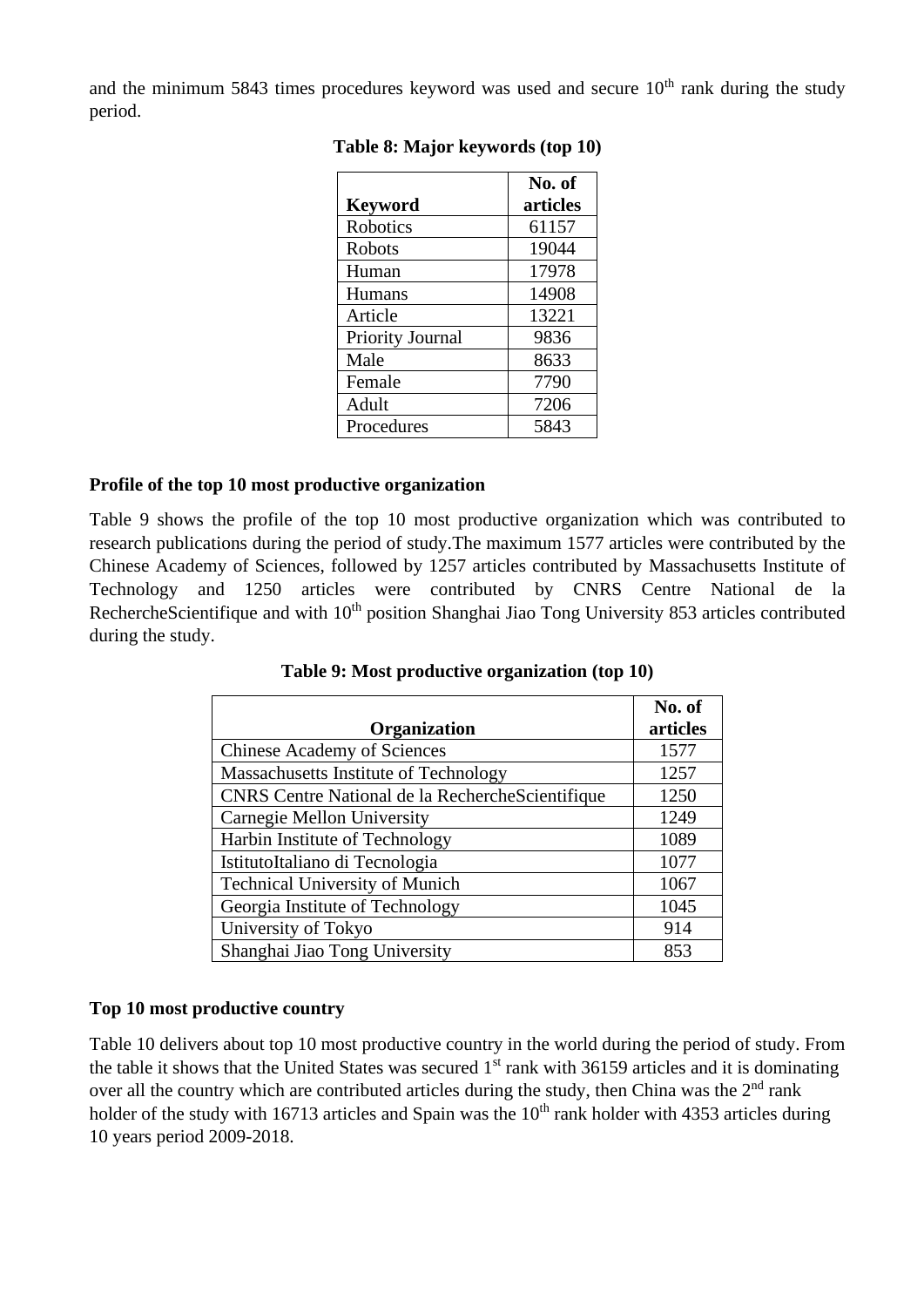and the minimum 5843 times procedures keyword was used and secure 10th rank during the study period.

**Table 8: Major keywords (top 10)**

| Keyword | No. of articles |
|---|---|
| Robotics | 61157 |
| Robots | 19044 |
| Human | 17978 |
| Humans | 14908 |
| Article | 13221 |
| Priority Journal | 9836 |
| Male | 8633 |
| Female | 7790 |
| Adult | 7206 |
| Procedures | 5843 |

**Profile of the top 10 most productive organization**

Table 9 shows the profile of the top 10 most productive organization which was contributed to research publications during the period of study.The maximum 1577 articles were contributed by the Chinese Academy of Sciences, followed by 1257 articles contributed by Massachusetts Institute of Technology and 1250 articles were contributed by CNRS Centre National de la RechercheScientifique and with 10th position Shanghai Jiao Tong University 853 articles contributed during the study.

**Table 9: Most productive organization (top 10)**

| Organization | No. of articles |
|---|---|
| Chinese Academy of Sciences | 1577 |
| Massachusetts Institute of Technology | 1257 |
| CNRS Centre National de la RechercheScientifique | 1250 |
| Carnegie Mellon University | 1249 |
| Harbin Institute of Technology | 1089 |
| IstitutoItaliano di Tecnologia | 1077 |
| Technical University of Munich | 1067 |
| Georgia Institute of Technology | 1045 |
| University of Tokyo | 914 |
| Shanghai Jiao Tong University | 853 |

**Top 10 most productive country**

Table 10 delivers about top 10 most productive country in the world during the period of study. From the table it shows that the United States was secured 1st rank with 36159 articles and it is dominating over all the country which are contributed articles during the study, then China was the 2nd rank holder of the study with 16713 articles and Spain was the 10th rank holder with 4353 articles during 10 years period 2009-2018.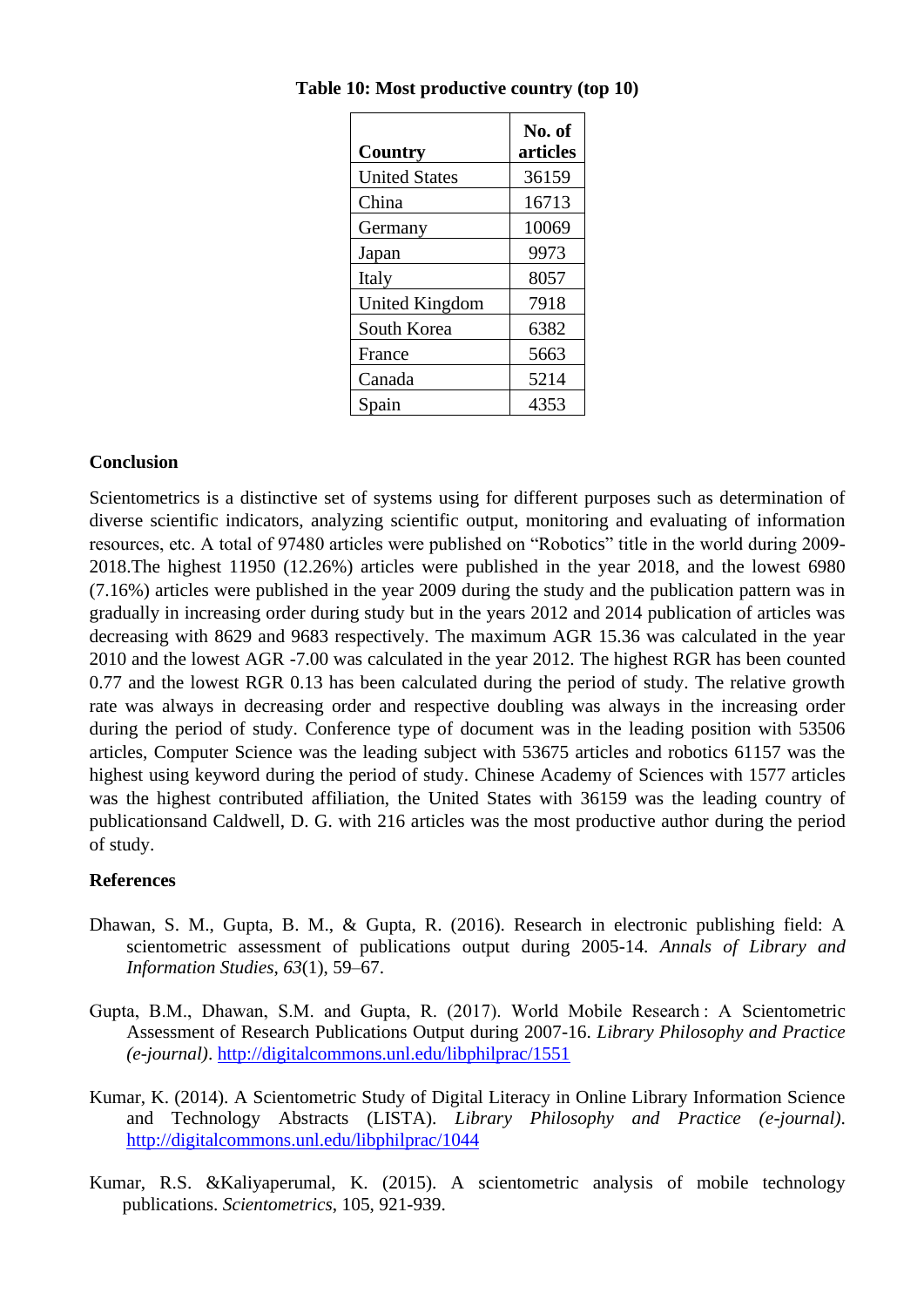**Table 10: Most productive country (top 10)**

| Country | No. of articles |
|---|---|
| United States | 36159 |
| China | 16713 |
| Germany | 10069 |
| Japan | 9973 |
| Italy | 8057 |
| United Kingdom | 7918 |
| South Korea | 6382 |
| France | 5663 |
| Canada | 5214 |
| Spain | 4353 |

## Conclusion

Scientometrics is a distinctive set of systems using for different purposes such as determination of diverse scientific indicators, analyzing scientific output, monitoring and evaluating of information resources, etc. A total of 97480 articles were published on "Robotics" title in the world during 2009-2018.The highest 11950 (12.26%) articles were published in the year 2018, and the lowest 6980 (7.16%) articles were published in the year 2009 during the study and the publication pattern was in gradually in increasing order during study but in the years 2012 and 2014 publication of articles was decreasing with 8629 and 9683 respectively. The maximum AGR 15.36 was calculated in the year 2010 and the lowest AGR -7.00 was calculated in the year 2012. The highest RGR has been counted 0.77 and the lowest RGR 0.13 has been calculated during the period of study. The relative growth rate was always in decreasing order and respective doubling was always in the increasing order during the period of study. Conference type of document was in the leading position with 53506 articles, Computer Science was the leading subject with 53675 articles and robotics 61157 was the highest using keyword during the period of study. Chinese Academy of Sciences with 1577 articles was the highest contributed affiliation, the United States with 36159 was the leading country of publicationsand Caldwell, D. G. with 216 articles was the most productive author during the period of study.

## References

Dhawan, S. M., Gupta, B. M., & Gupta, R. (2016). Research in electronic publishing field: A scientometric assessment of publications output during 2005-14. *Annals of Library and Information Studies*, *63*(1), 59–67.

Gupta, B.M., Dhawan, S.M. and Gupta, R. (2017). World Mobile Research : A Scientometric Assessment of Research Publications Output during 2007-16. *Library Philosophy and Practice (e-journal)*. http://digitalcommons.unl.edu/libphilprac/1551

Kumar, K. (2014). A Scientometric Study of Digital Literacy in Online Library Information Science and Technology Abstracts (LISTA). *Library Philosophy and Practice (e-journal)*. http://digitalcommons.unl.edu/libphilprac/1044

Kumar, R.S. &Kaliyaperumal, K. (2015). A scientometric analysis of mobile technology publications. *Scientometrics*, 105, 921-939.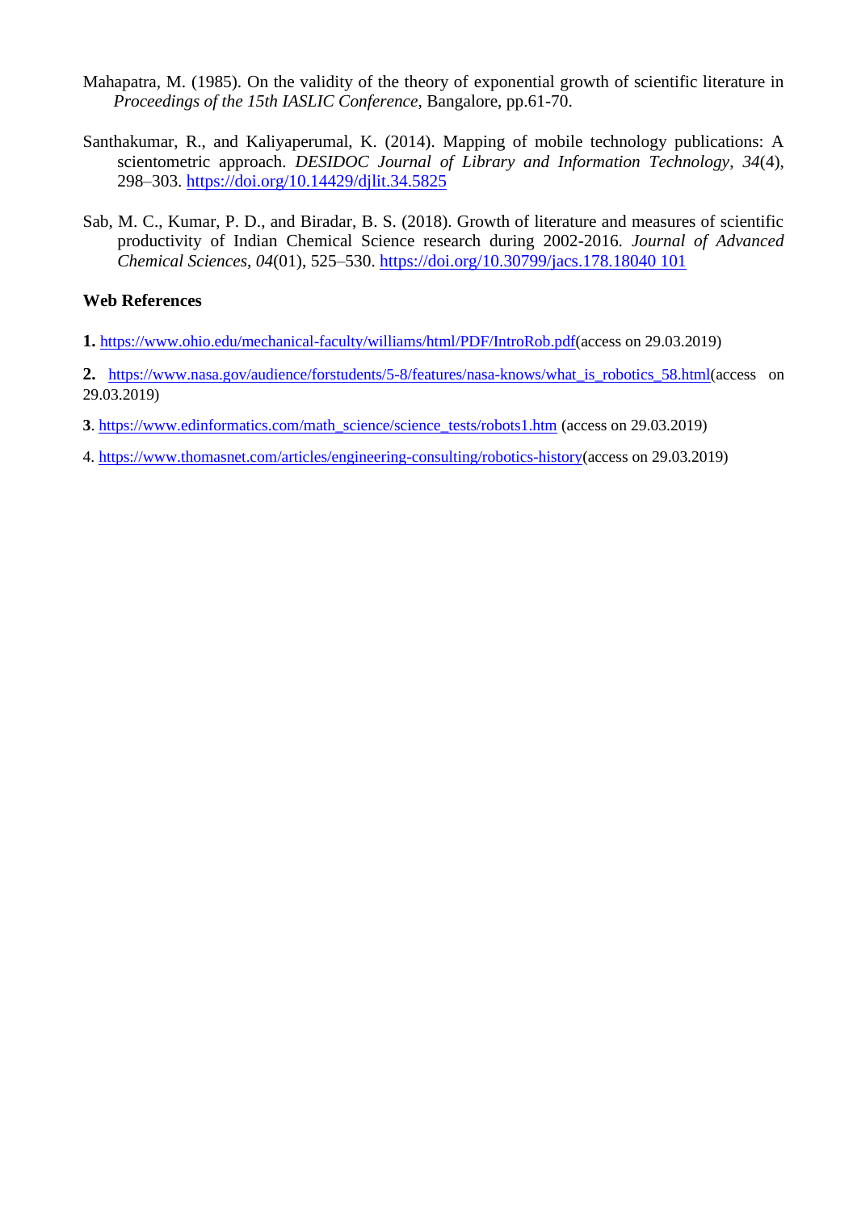Mahapatra, M. (1985). On the validity of the theory of exponential growth of scientific literature in *Proceedings of the 15th IASLIC Conference*, Bangalore, pp.61-70.

Santhakumar, R., and Kaliyaperumal, K. (2014). Mapping of mobile technology publications: A scientometric approach. *DESIDOC Journal of Library and Information Technology*, *34*(4), 298–303. https://doi.org/10.14429/djlit.34.5825

Sab, M. C., Kumar, P. D., and Biradar, B. S. (2018). Growth of literature and measures of scientific productivity of Indian Chemical Science research during 2002-2016. *Journal of Advanced Chemical Sciences*, *04*(01), 525–530. https://doi.org/10.30799/jacs.178.18040 101

## Web References

**1.** https://www.ohio.edu/mechanical-faculty/williams/html/PDF/IntroRob.pdf(access on 29.03.2019)

**2.** https://www.nasa.gov/audience/forstudents/5-8/features/nasa-knows/what_is_robotics_58.html(access on 29.03.2019)

**3**. https://www.edinformatics.com/math_science/science_tests/robots1.htm (access on 29.03.2019)

4. https://www.thomasnet.com/articles/engineering-consulting/robotics-history(access on 29.03.2019)